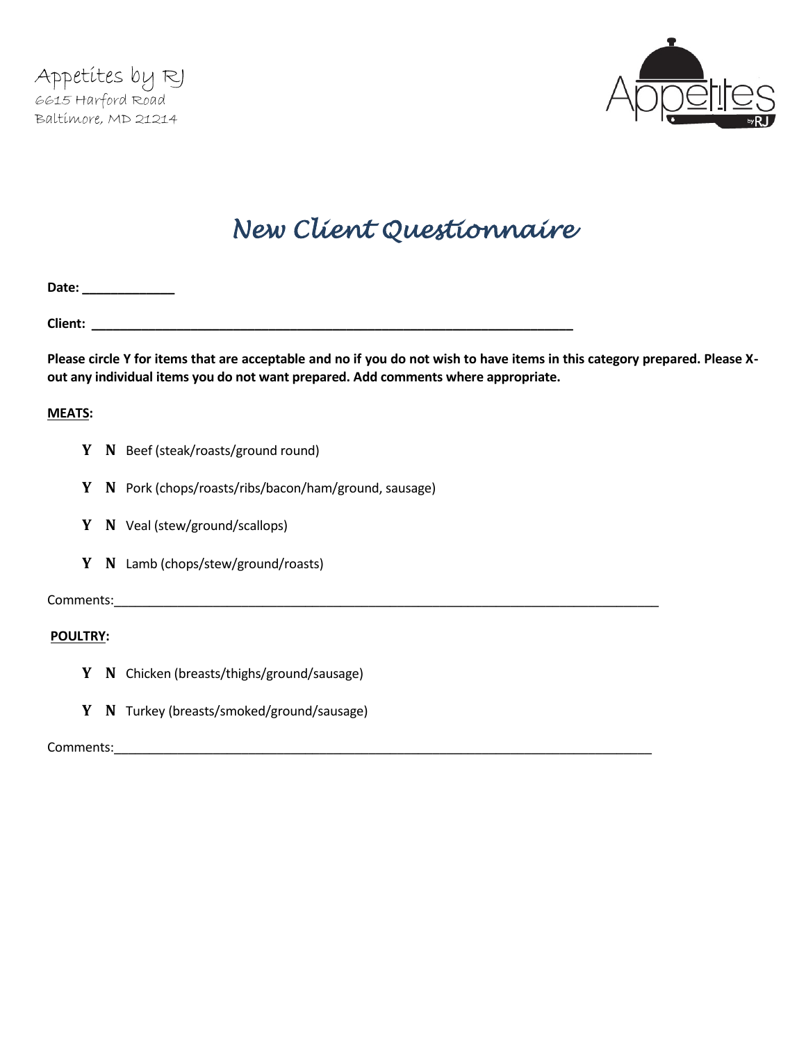Appetites by RJ
6615 Harford Road
Baltimore, MD 21214

# *New Client Questionnaire*

**Date: _____________**

**Client: ______________________________________________________________________**

**Please circle Y for items that are acceptable and no if you do not wish to have items in this category prepared. Please X-out any individual items you do not want prepared. Add comments where appropriate.**

**MEATS:**

- **Y N** Beef (steak/roasts/ground round)
- **Y N** Pork (chops/roasts/ribs/bacon/ham/ground, sausage)
- **Y N** Veal (stew/ground/scallops)
- **Y N** Lamb (chops/stew/ground/roasts)

Comments:_________________________________________________________________________________

**POULTRY:**

- **Y N** Chicken (breasts/thighs/ground/sausage)
- **Y N** Turkey (breasts/smoked/ground/sausage)

Comments:_________________________________________________________________________________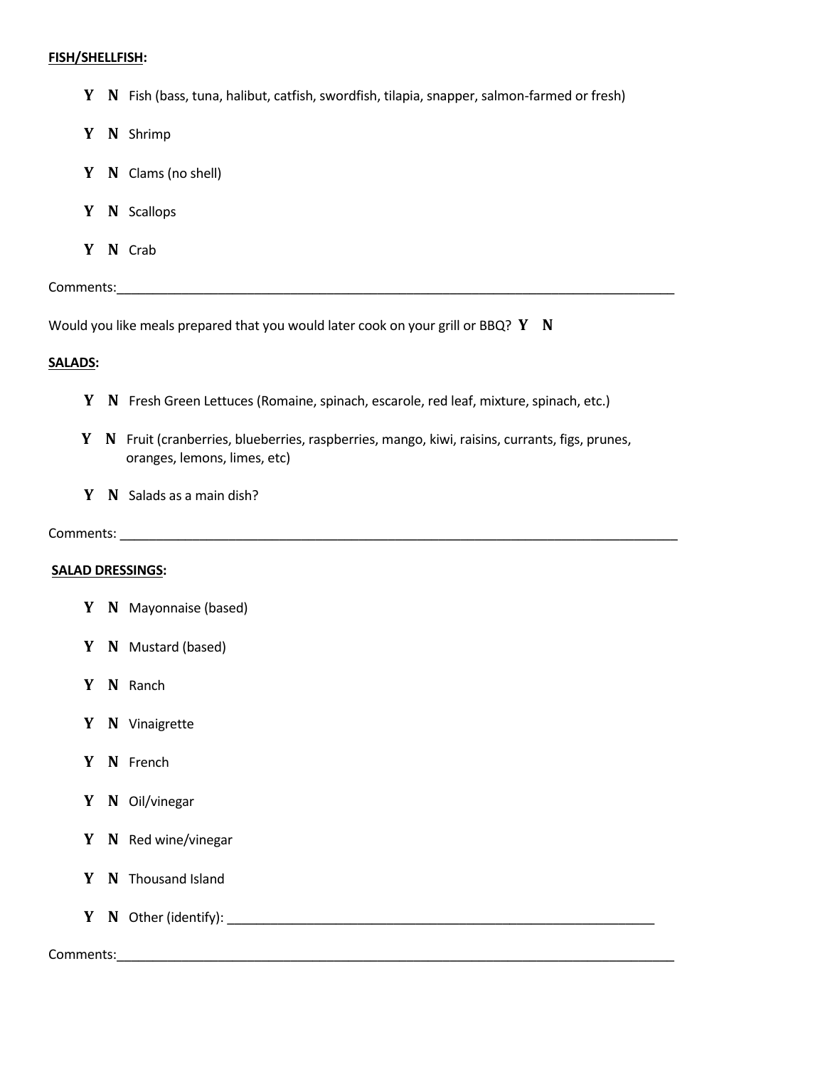**FISH/SHELLFISH:**

**Y N** Fish (bass, tuna, halibut, catfish, swordfish, tilapia, snapper, salmon-farmed or fresh)

**Y N** Shrimp

**Y N** Clams (no shell)

**Y N** Scallops

**Y N** Crab

Comments:\_\_\_\_\_\_\_\_\_\_\_\_\_\_\_\_\_\_\_\_\_\_\_\_\_\_\_\_\_\_\_\_\_\_\_\_\_\_\_\_\_\_\_\_\_\_\_\_\_\_\_\_\_\_\_\_\_\_\_\_\_\_\_\_\_\_\_\_\_\_

Would you like meals prepared that you would later cook on your grill or BBQ? **Y N**

**SALADS:**

**Y N** Fresh Green Lettuces (Romaine, spinach, escarole, red leaf, mixture, spinach, etc.)

**Y N** Fruit (cranberries, blueberries, raspberries, mango, kiwi, raisins, currants, figs, prunes, oranges, lemons, limes, etc)

**Y N** Salads as a main dish?

Comments: \_\_\_\_\_\_\_\_\_\_\_\_\_\_\_\_\_\_\_\_\_\_\_\_\_\_\_\_\_\_\_\_\_\_\_\_\_\_\_\_\_\_\_\_\_\_\_\_\_\_\_\_\_\_\_\_\_\_\_\_\_\_\_\_\_\_\_\_\_\_

**SALAD DRESSINGS:**

**Y N** Mayonnaise (based)

**Y N** Mustard (based)

**Y N** Ranch

**Y N** Vinaigrette

**Y N** French

**Y N** Oil/vinegar

**Y N** Red wine/vinegar

**Y N** Thousand Island

**Y N** Other (identify): \_\_\_\_\_\_\_\_\_\_\_\_\_\_\_\_\_\_\_\_\_\_\_\_\_\_\_\_\_\_\_\_\_\_\_\_\_\_\_\_\_\_\_\_\_\_\_\_\_\_\_\_\_\_

Comments:\_\_\_\_\_\_\_\_\_\_\_\_\_\_\_\_\_\_\_\_\_\_\_\_\_\_\_\_\_\_\_\_\_\_\_\_\_\_\_\_\_\_\_\_\_\_\_\_\_\_\_\_\_\_\_\_\_\_\_\_\_\_\_\_\_\_\_\_\_\_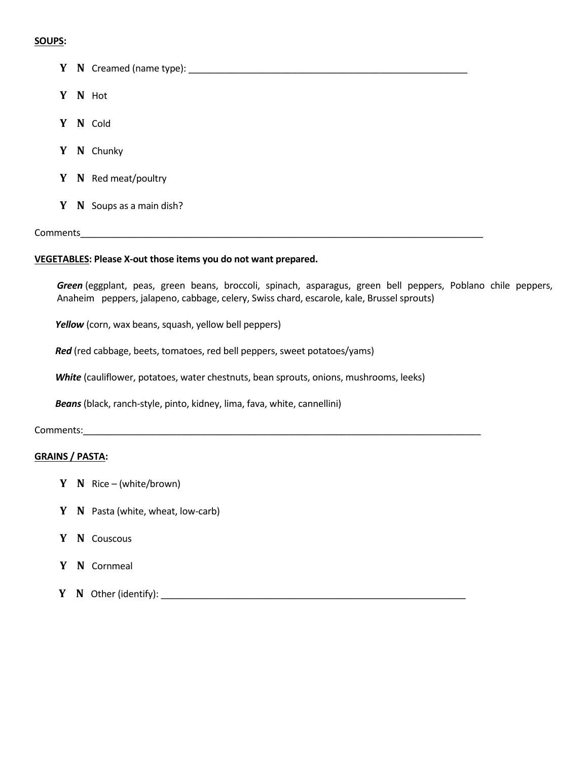**SOUPS:**

**Y** **N** Creamed (name type): ________________________________________________________

**Y** **N** Hot

**Y** **N** Cold

**Y** **N** Chunky

**Y** **N** Red meat/poultry

**Y** **N** Soups as a main dish?

Comments_________________________________________________________________________________

**VEGETABLES: Please X-out those items you do not want prepared.**

***Green*** (eggplant, peas, green beans, broccoli, spinach, asparagus, green bell peppers, Poblano chile peppers, Anaheim peppers, jalapeno, cabbage, celery, Swiss chard, escarole, kale, Brussel sprouts)

***Yellow*** (corn, wax beans, squash, yellow bell peppers)

***Red*** (red cabbage, beets, tomatoes, red bell peppers, sweet potatoes/yams)

***White*** (cauliflower, potatoes, water chestnuts, bean sprouts, onions, mushrooms, leeks)

***Beans*** (black, ranch-style, pinto, kidney, lima, fava, white, cannellini)

Comments:________________________________________________________________________________

**GRAINS / PASTA:**

**Y** **N** Rice – (white/brown)

**Y** **N** Pasta (white, wheat, low-carb)

**Y** **N** Couscous

**Y** **N** Cornmeal

**Y** **N** Other (identify): ______________________________________________________________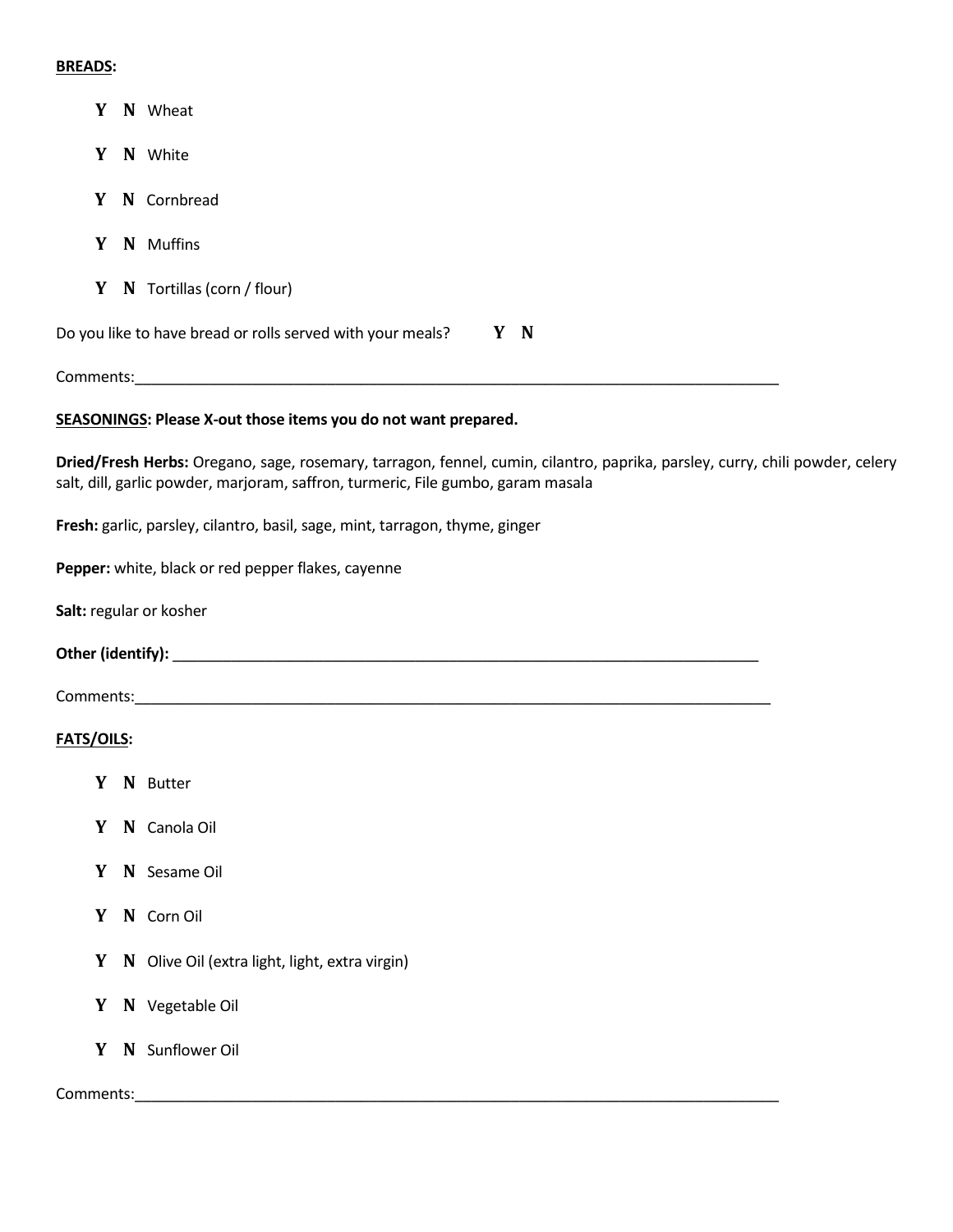**BREADS:**

- **Y N** Wheat
- **Y N** White
- **Y N** Cornbread
- **Y N** Muffins
- **Y N** Tortillas (corn / flour)

Do you like to have bread or rolls served with your meals? **Y N**

Comments:\_\_\_\_\_\_\_\_\_\_\_\_\_\_\_\_\_\_\_\_\_\_\_\_\_\_\_\_\_\_\_\_\_\_\_\_\_\_\_\_\_\_\_\_\_\_\_\_\_\_\_\_\_\_\_\_\_\_\_\_\_\_\_\_\_\_\_\_\_\_\_\_\_\_\_\_\_\_

**SEASONINGS: Please X-out those items you do not want prepared.**

**Dried/Fresh Herbs:** Oregano, sage, rosemary, tarragon, fennel, cumin, cilantro, paprika, parsley, curry, chili powder, celery salt, dill, garlic powder, marjoram, saffron, turmeric, File gumbo, garam masala

**Fresh:** garlic, parsley, cilantro, basil, sage, mint, tarragon, thyme, ginger

**Pepper:** white, black or red pepper flakes, cayenne

**Salt:** regular or kosher

**Other (identify):** \_\_\_\_\_\_\_\_\_\_\_\_\_\_\_\_\_\_\_\_\_\_\_\_\_\_\_\_\_\_\_\_\_\_\_\_\_\_\_\_\_\_\_\_\_\_\_\_\_\_\_\_\_\_\_\_\_\_\_\_\_\_\_\_\_\_\_\_\_\_

Comments:\_\_\_\_\_\_\_\_\_\_\_\_\_\_\_\_\_\_\_\_\_\_\_\_\_\_\_\_\_\_\_\_\_\_\_\_\_\_\_\_\_\_\_\_\_\_\_\_\_\_\_\_\_\_\_\_\_\_\_\_\_\_\_\_\_\_\_\_\_\_\_\_\_\_\_\_\_

**FATS/OILS:**

- **Y N** Butter
- **Y N** Canola Oil
- **Y N** Sesame Oil
- **Y N** Corn Oil
- **Y N** Olive Oil (extra light, light, extra virgin)
- **Y N** Vegetable Oil
- **Y N** Sunflower Oil

Comments:\_\_\_\_\_\_\_\_\_\_\_\_\_\_\_\_\_\_\_\_\_\_\_\_\_\_\_\_\_\_\_\_\_\_\_\_\_\_\_\_\_\_\_\_\_\_\_\_\_\_\_\_\_\_\_\_\_\_\_\_\_\_\_\_\_\_\_\_\_\_\_\_\_\_\_\_\_\_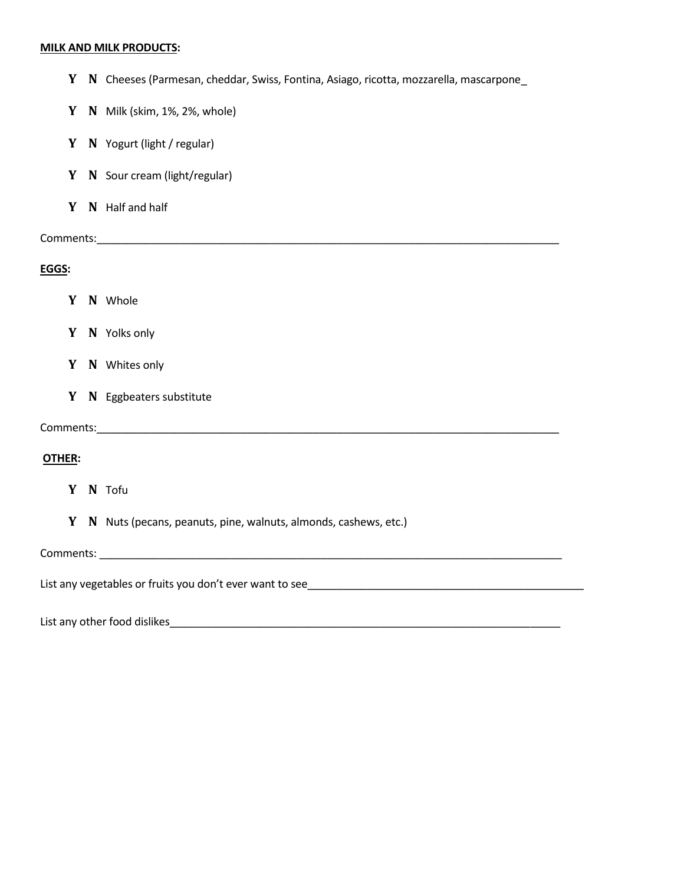**<u>MILK AND MILK PRODUCTS</u>:**

**Y N** Cheeses (Parmesan, cheddar, Swiss, Fontina, Asiago, ricotta, mozzarella, mascarpone_

**Y N** Milk (skim, 1%, 2%, whole)

**Y N** Yogurt (light / regular)

**Y N** Sour cream (light/regular)

**Y N** Half and half

Comments:___________________________________________________________________________________

**<u>EGGS</u>:**

**Y N** Whole

**Y N** Yolks only

**Y N** Whites only

**Y N** Eggbeaters substitute

Comments:___________________________________________________________________________________

**<u>OTHER</u>:**

**Y N** Tofu

**Y N** Nuts (pecans, peanuts, pine, walnuts, almonds, cashews, etc.)

Comments: ___________________________________________________________________________________

List any vegetables or fruits you don't ever want to see_____________________________________________________

List any other food dislikes_________________________________________________________________________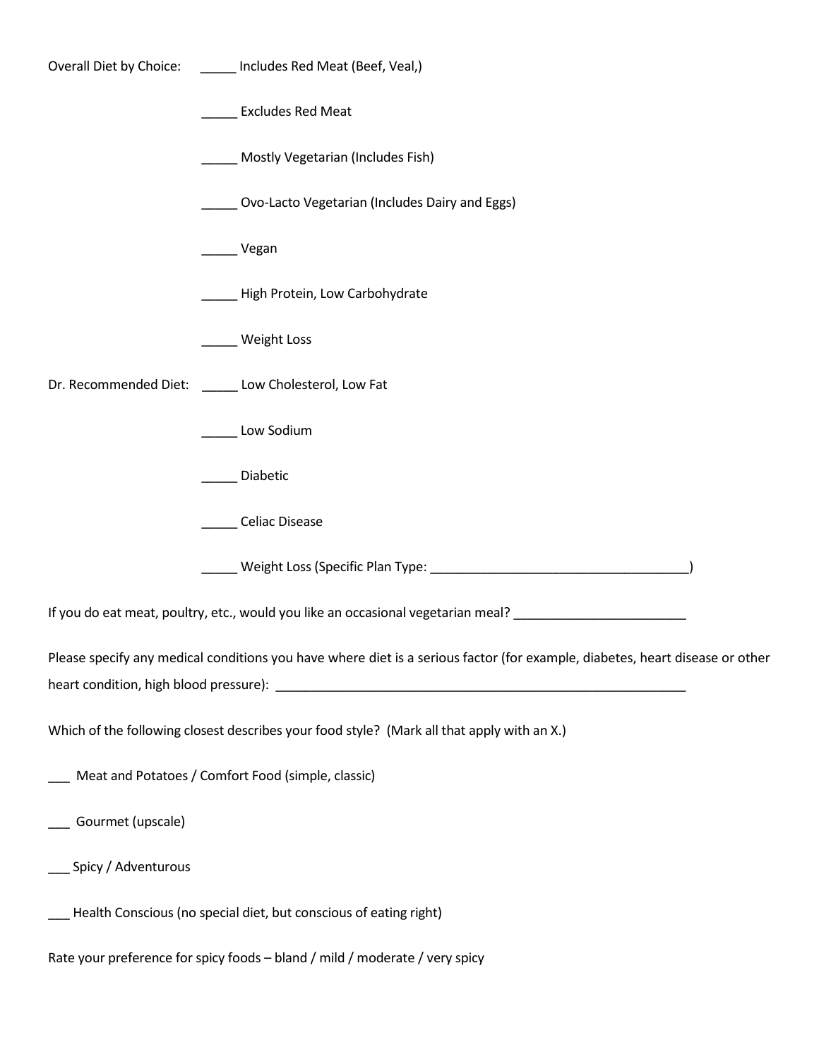Overall Diet by Choice: _____ Includes Red Meat (Beef, Veal,)

_____ Excludes Red Meat

_____ Mostly Vegetarian (Includes Fish)

_____ Ovo-Lacto Vegetarian (Includes Dairy and Eggs)

_____ Vegan

_____ High Protein, Low Carbohydrate

_____ Weight Loss

Dr. Recommended Diet: _____ Low Cholesterol, Low Fat

_____ Low Sodium

_____ Diabetic

_____ Celiac Disease

_____ Weight Loss (Specific Plan Type: ____________________________________)

If you do eat meat, poultry, etc., would you like an occasional vegetarian meal? ________________________

Please specify any medical conditions you have where diet is a serious factor (for example, diabetes, heart disease or other heart condition, high blood pressure): ____________________________________________________________

Which of the following closest describes your food style? (Mark all that apply with an X.)

___ Meat and Potatoes / Comfort Food (simple, classic)

___ Gourmet (upscale)

___ Spicy / Adventurous

___ Health Conscious (no special diet, but conscious of eating right)

Rate your preference for spicy foods – bland / mild / moderate / very spicy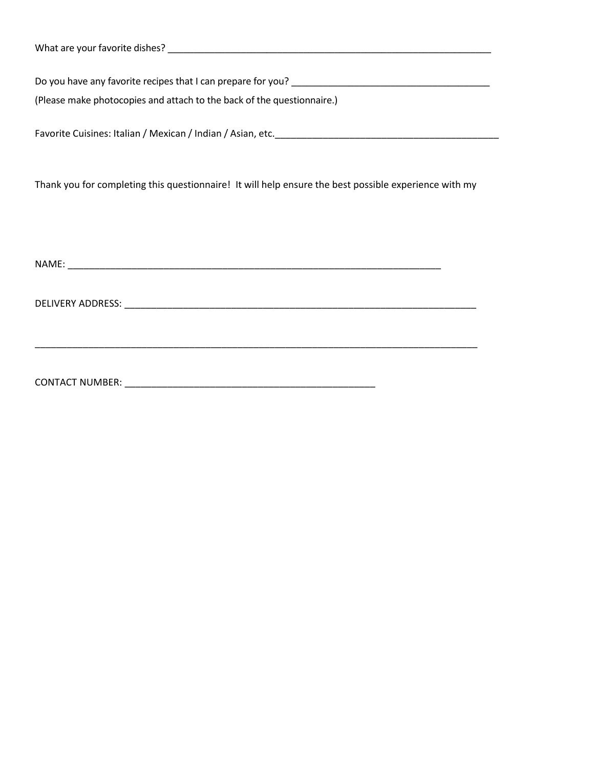What are your favorite dishes? _______________________________________________________________

Do you have any favorite recipes that I can prepare for you? ______________________________________

(Please make photocopies and attach to the back of the questionnaire.)

Favorite Cuisines: Italian / Mexican / Indian / Asian, etc.___________________________________________

Thank you for completing this questionnaire!  It will help ensure the best possible experience with my

NAME: _________________________________________________________________________

DELIVERY ADDRESS: ______________________________________________________________

_______________________________________________________________________________

CONTACT NUMBER: _______________________________________________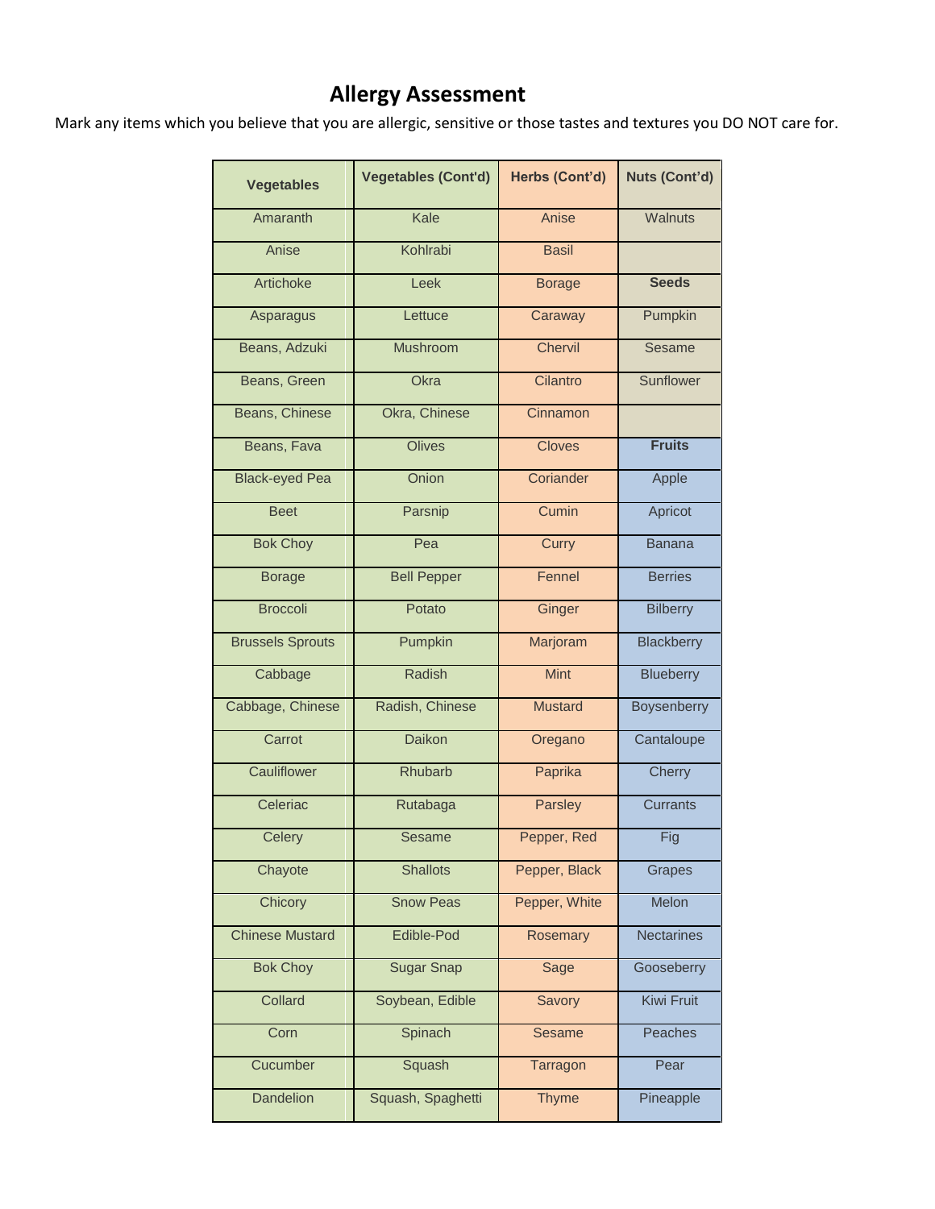# Allergy Assessment

Mark any items which you believe that you are allergic, sensitive or those tastes and textures you DO NOT care for.

| Vegetables | Vegetables (Cont'd) | Herbs (Cont'd) | Nuts (Cont'd) |
|---|---|---|---|
| Amaranth | Kale | Anise | Walnuts |
| Anise | Kohlrabi | Basil | |
| Artichoke | Leek | Borage | **Seeds** |
| Asparagus | Lettuce | Caraway | Pumpkin |
| Beans, Adzuki | Mushroom | Chervil | Sesame |
| Beans, Green | Okra | Cilantro | Sunflower |
| Beans, Chinese | Okra, Chinese | Cinnamon | |
| Beans, Fava | Olives | Cloves | **Fruits** |
| Black-eyed Pea | Onion | Coriander | Apple |
| Beet | Parsnip | Cumin | Apricot |
| Bok Choy | Pea | Curry | Banana |
| Borage | Bell Pepper | Fennel | Berries |
| Broccoli | Potato | Ginger | Bilberry |
| Brussels Sprouts | Pumpkin | Marjoram | Blackberry |
| Cabbage | Radish | Mint | Blueberry |
| Cabbage, Chinese | Radish, Chinese | Mustard | Boysenberry |
| Carrot | Daikon | Oregano | Cantaloupe |
| Cauliflower | Rhubarb | Paprika | Cherry |
| Celeriac | Rutabaga | Parsley | Currants |
| Celery | Sesame | Pepper, Red | Fig |
| Chayote | Shallots | Pepper, Black | Grapes |
| Chicory | Snow Peas | Pepper, White | Melon |
| Chinese Mustard | Edible-Pod | Rosemary | Nectarines |
| Bok Choy | Sugar Snap | Sage | Gooseberry |
| Collard | Soybean, Edible | Savory | Kiwi Fruit |
| Corn | Spinach | Sesame | Peaches |
| Cucumber | Squash | Tarragon | Pear |
| Dandelion | Squash, Spaghetti | Thyme | Pineapple |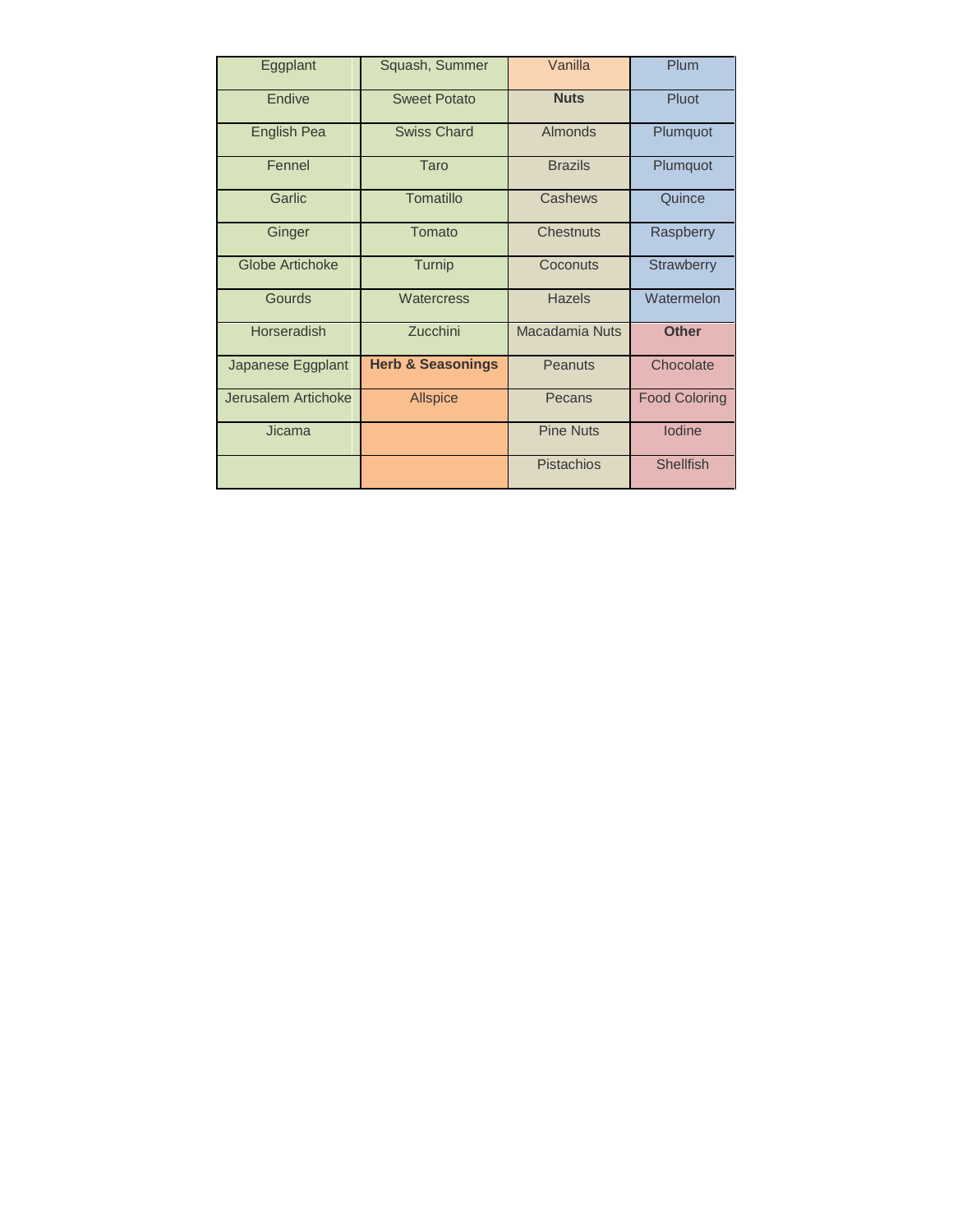| | | | |
|---|---|---|---|
| Eggplant | Squash, Summer | Vanilla | Plum |
| Endive | Sweet Potato | **Nuts** | Pluot |
| English Pea | Swiss Chard | Almonds | Plumquot |
| Fennel | Taro | Brazils | Plumquot |
| Garlic | Tomatillo | Cashews | Quince |
| Ginger | Tomato | Chestnuts | Raspberry |
| Globe Artichoke | Turnip | Coconuts | Strawberry |
| Gourds | Watercress | Hazels | Watermelon |
| Horseradish | Zucchini | Macadamia Nuts | **Other** |
| Japanese Eggplant | **Herb & Seasonings** | Peanuts | Chocolate |
| Jerusalem Artichoke | Allspice | Pecans | Food Coloring |
| Jicama | | Pine Nuts | Iodine |
| | | Pistachios | Shellfish |